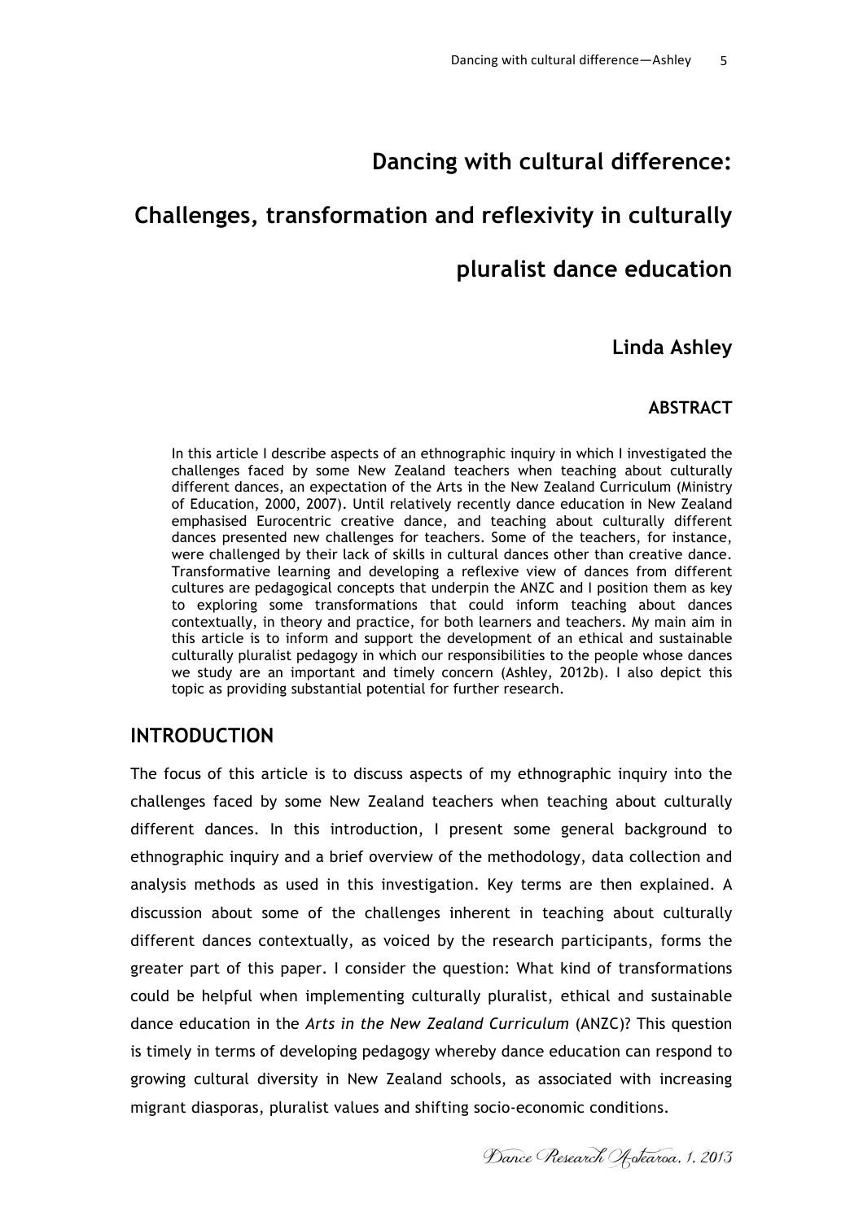# Dancing with cultural difference: Challenges, transformation and reflexivity in culturally pluralist dance education

**Linda Ashley**

## ABSTRACT

In this article I describe aspects of an ethnographic inquiry in which I investigated the challenges faced by some New Zealand teachers when teaching about culturally different dances, an expectation of the Arts in the New Zealand Curriculum (Ministry of Education, 2000, 2007). Until relatively recently dance education in New Zealand emphasised Eurocentric creative dance, and teaching about culturally different dances presented new challenges for teachers. Some of the teachers, for instance, were challenged by their lack of skills in cultural dances other than creative dance. Transformative learning and developing a reflexive view of dances from different cultures are pedagogical concepts that underpin the ANZC and I position them as key to exploring some transformations that could inform teaching about dances contextually, in theory and practice, for both learners and teachers. My main aim in this article is to inform and support the development of an ethical and sustainable culturally pluralist pedagogy in which our responsibilities to the people whose dances we study are an important and timely concern (Ashley, 2012b). I also depict this topic as providing substantial potential for further research.

## INTRODUCTION

The focus of this article is to discuss aspects of my ethnographic inquiry into the challenges faced by some New Zealand teachers when teaching about culturally different dances. In this introduction, I present some general background to ethnographic inquiry and a brief overview of the methodology, data collection and analysis methods as used in this investigation. Key terms are then explained. A discussion about some of the challenges inherent in teaching about culturally different dances contextually, as voiced by the research participants, forms the greater part of this paper. I consider the question: What kind of transformations could be helpful when implementing culturally pluralist, ethical and sustainable dance education in the *Arts in the New Zealand Curriculum* (ANZC)? This question is timely in terms of developing pedagogy whereby dance education can respond to growing cultural diversity in New Zealand schools, as associated with increasing migrant diasporas, pluralist values and shifting socio-economic conditions.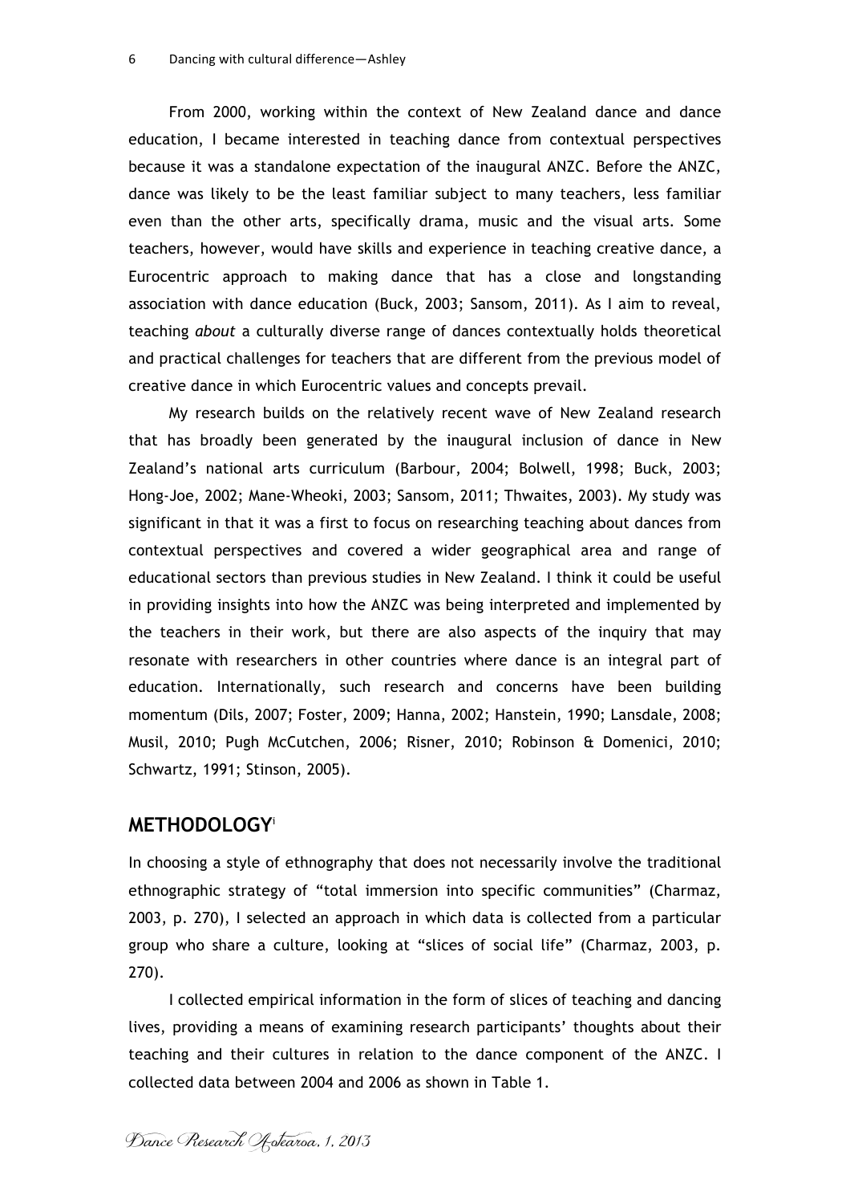From 2000, working within the context of New Zealand dance and dance education, I became interested in teaching dance from contextual perspectives because it was a standalone expectation of the inaugural ANZC. Before the ANZC, dance was likely to be the least familiar subject to many teachers, less familiar even than the other arts, specifically drama, music and the visual arts. Some teachers, however, would have skills and experience in teaching creative dance, a Eurocentric approach to making dance that has a close and longstanding association with dance education (Buck, 2003; Sansom, 2011). As I aim to reveal, teaching *about* a culturally diverse range of dances contextually holds theoretical and practical challenges for teachers that are different from the previous model of creative dance in which Eurocentric values and concepts prevail.

My research builds on the relatively recent wave of New Zealand research that has broadly been generated by the inaugural inclusion of dance in New Zealand's national arts curriculum (Barbour, 2004; Bolwell, 1998; Buck, 2003; Hong-Joe, 2002; Mane-Wheoki, 2003; Sansom, 2011; Thwaites, 2003). My study was significant in that it was a first to focus on researching teaching about dances from contextual perspectives and covered a wider geographical area and range of educational sectors than previous studies in New Zealand. I think it could be useful in providing insights into how the ANZC was being interpreted and implemented by the teachers in their work, but there are also aspects of the inquiry that may resonate with researchers in other countries where dance is an integral part of education. Internationally, such research and concerns have been building momentum (Dils, 2007; Foster, 2009; Hanna, 2002; Hanstein, 1990; Lansdale, 2008; Musil, 2010; Pugh McCutchen, 2006; Risner, 2010; Robinson & Domenici, 2010; Schwartz, 1991; Stinson, 2005).

## METHODOLOGY[i]

In choosing a style of ethnography that does not necessarily involve the traditional ethnographic strategy of "total immersion into specific communities" (Charmaz, 2003, p. 270), I selected an approach in which data is collected from a particular group who share a culture, looking at "slices of social life" (Charmaz, 2003, p. 270).

I collected empirical information in the form of slices of teaching and dancing lives, providing a means of examining research participants' thoughts about their teaching and their cultures in relation to the dance component of the ANZC. I collected data between 2004 and 2006 as shown in Table 1.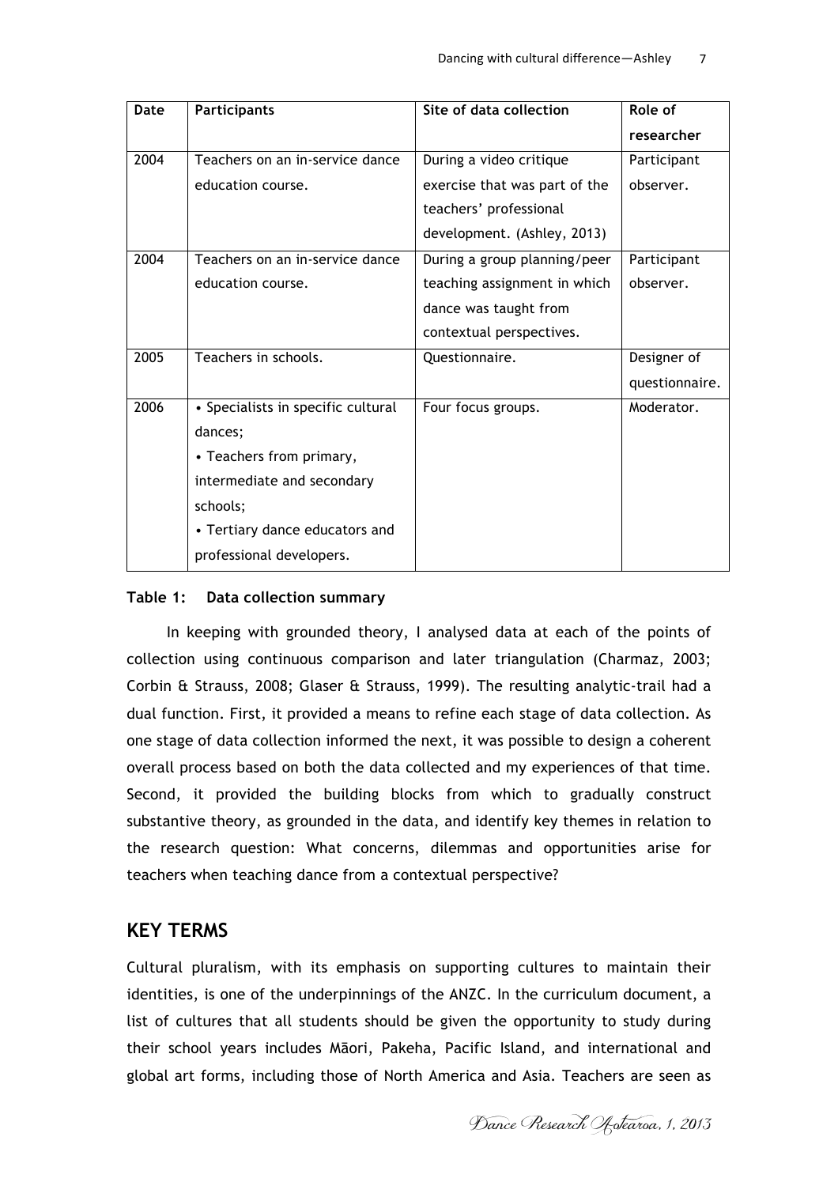| Date | Participants | Site of data collection | Role of researcher |
|---|---|---|---|
| 2004 | Teachers on an in-service dance education course. | During a video critique exercise that was part of the teachers' professional development. (Ashley, 2013) | Participant observer. |
| 2004 | Teachers on an in-service dance education course. | During a group planning/peer teaching assignment in which dance was taught from contextual perspectives. | Participant observer. |
| 2005 | Teachers in schools. | Questionnaire. | Designer of questionnaire. |
| 2006 | • Specialists in specific cultural dances; • Teachers from primary, intermediate and secondary schools; • Tertiary dance educators and professional developers. | Four focus groups. | Moderator. |

**Table 1: Data collection summary**

In keeping with grounded theory, I analysed data at each of the points of collection using continuous comparison and later triangulation (Charmaz, 2003; Corbin & Strauss, 2008; Glaser & Strauss, 1999). The resulting analytic-trail had a dual function. First, it provided a means to refine each stage of data collection. As one stage of data collection informed the next, it was possible to design a coherent overall process based on both the data collected and my experiences of that time. Second, it provided the building blocks from which to gradually construct substantive theory, as grounded in the data, and identify key themes in relation to the research question: What concerns, dilemmas and opportunities arise for teachers when teaching dance from a contextual perspective?

## KEY TERMS

Cultural pluralism, with its emphasis on supporting cultures to maintain their identities, is one of the underpinnings of the ANZC. In the curriculum document, a list of cultures that all students should be given the opportunity to study during their school years includes Māori, Pakeha, Pacific Island, and international and global art forms, including those of North America and Asia. Teachers are seen as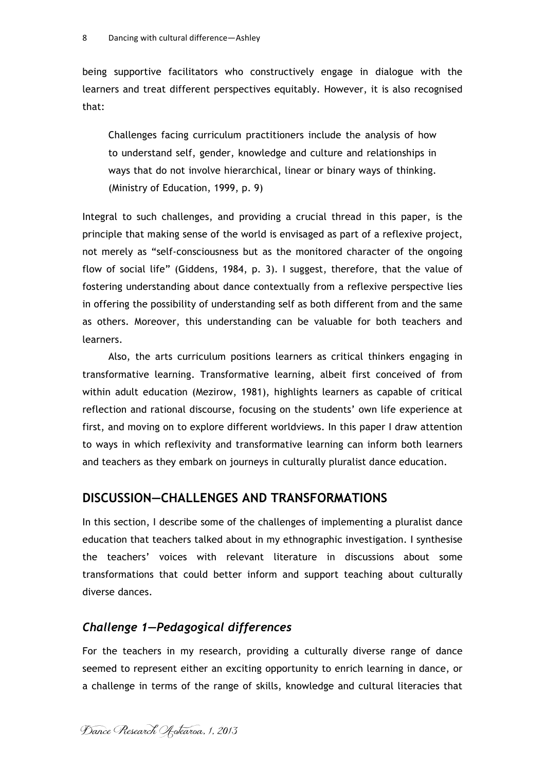being supportive facilitators who constructively engage in dialogue with the learners and treat different perspectives equitably. However, it is also recognised that:

> Challenges facing curriculum practitioners include the analysis of how to understand self, gender, knowledge and culture and relationships in ways that do not involve hierarchical, linear or binary ways of thinking. (Ministry of Education, 1999, p. 9)

Integral to such challenges, and providing a crucial thread in this paper, is the principle that making sense of the world is envisaged as part of a reflexive project, not merely as "self-consciousness but as the monitored character of the ongoing flow of social life" (Giddens, 1984, p. 3). I suggest, therefore, that the value of fostering understanding about dance contextually from a reflexive perspective lies in offering the possibility of understanding self as both different from and the same as others. Moreover, this understanding can be valuable for both teachers and learners.

Also, the arts curriculum positions learners as critical thinkers engaging in transformative learning. Transformative learning, albeit first conceived of from within adult education (Mezirow, 1981), highlights learners as capable of critical reflection and rational discourse, focusing on the students' own life experience at first, and moving on to explore different worldviews. In this paper I draw attention to ways in which reflexivity and transformative learning can inform both learners and teachers as they embark on journeys in culturally pluralist dance education.

## DISCUSSION—CHALLENGES AND TRANSFORMATIONS

In this section, I describe some of the challenges of implementing a pluralist dance education that teachers talked about in my ethnographic investigation. I synthesise the teachers' voices with relevant literature in discussions about some transformations that could better inform and support teaching about culturally diverse dances.

### *Challenge 1—Pedagogical differences*

For the teachers in my research, providing a culturally diverse range of dance seemed to represent either an exciting opportunity to enrich learning in dance, or a challenge in terms of the range of skills, knowledge and cultural literacies that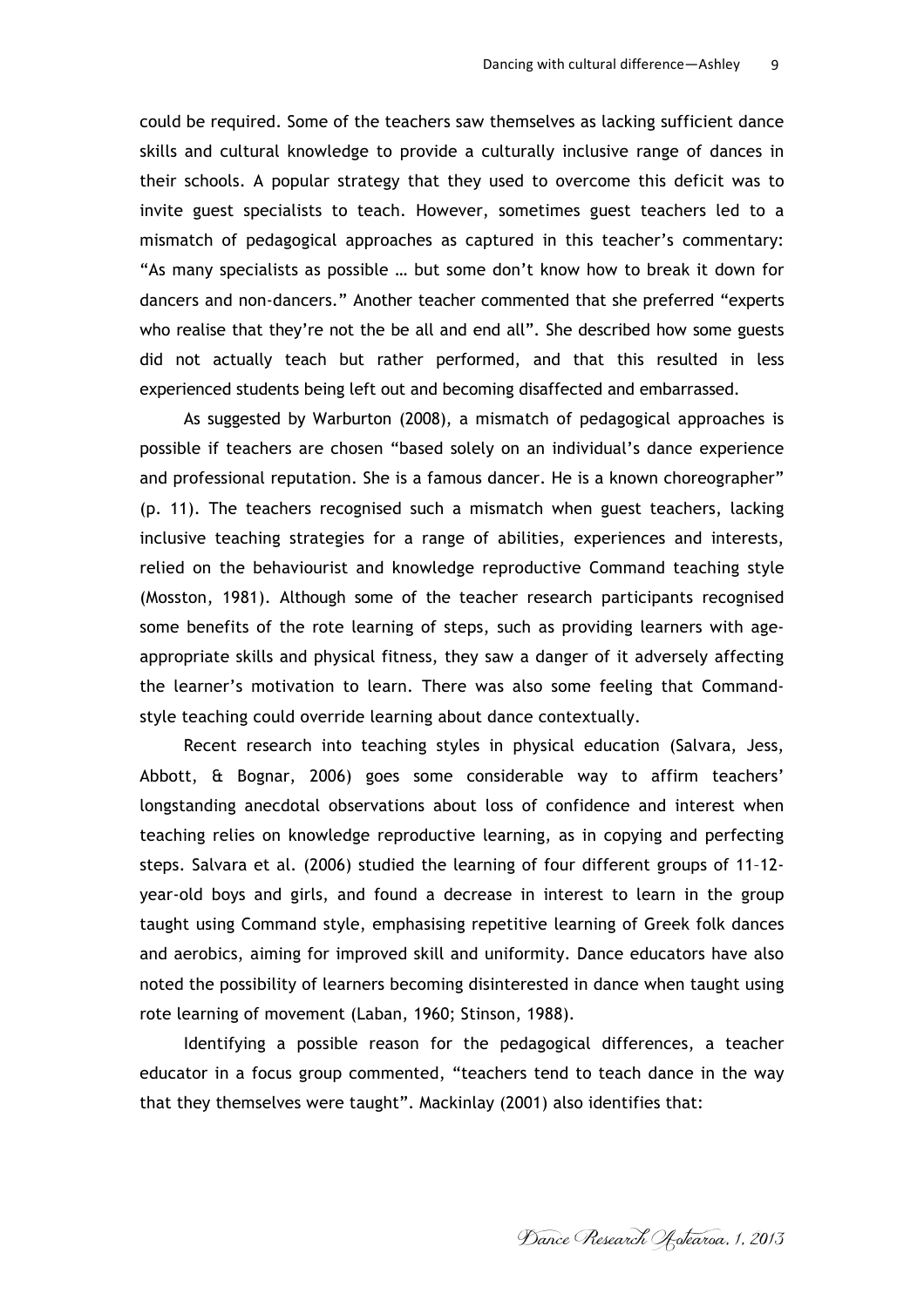could be required. Some of the teachers saw themselves as lacking sufficient dance skills and cultural knowledge to provide a culturally inclusive range of dances in their schools. A popular strategy that they used to overcome this deficit was to invite guest specialists to teach. However, sometimes guest teachers led to a mismatch of pedagogical approaches as captured in this teacher's commentary: "As many specialists as possible … but some don't know how to break it down for dancers and non-dancers." Another teacher commented that she preferred "experts who realise that they're not the be all and end all". She described how some guests did not actually teach but rather performed, and that this resulted in less experienced students being left out and becoming disaffected and embarrassed.

As suggested by Warburton (2008), a mismatch of pedagogical approaches is possible if teachers are chosen "based solely on an individual's dance experience and professional reputation. She is a famous dancer. He is a known choreographer" (p. 11). The teachers recognised such a mismatch when guest teachers, lacking inclusive teaching strategies for a range of abilities, experiences and interests, relied on the behaviourist and knowledge reproductive Command teaching style (Mosston, 1981). Although some of the teacher research participants recognised some benefits of the rote learning of steps, such as providing learners with age-appropriate skills and physical fitness, they saw a danger of it adversely affecting the learner's motivation to learn. There was also some feeling that Command-style teaching could override learning about dance contextually.

Recent research into teaching styles in physical education (Salvara, Jess, Abbott, & Bognar, 2006) goes some considerable way to affirm teachers' longstanding anecdotal observations about loss of confidence and interest when teaching relies on knowledge reproductive learning, as in copying and perfecting steps. Salvara et al. (2006) studied the learning of four different groups of 11–12-year-old boys and girls, and found a decrease in interest to learn in the group taught using Command style, emphasising repetitive learning of Greek folk dances and aerobics, aiming for improved skill and uniformity. Dance educators have also noted the possibility of learners becoming disinterested in dance when taught using rote learning of movement (Laban, 1960; Stinson, 1988).

Identifying a possible reason for the pedagogical differences, a teacher educator in a focus group commented, "teachers tend to teach dance in the way that they themselves were taught". Mackinlay (2001) also identifies that: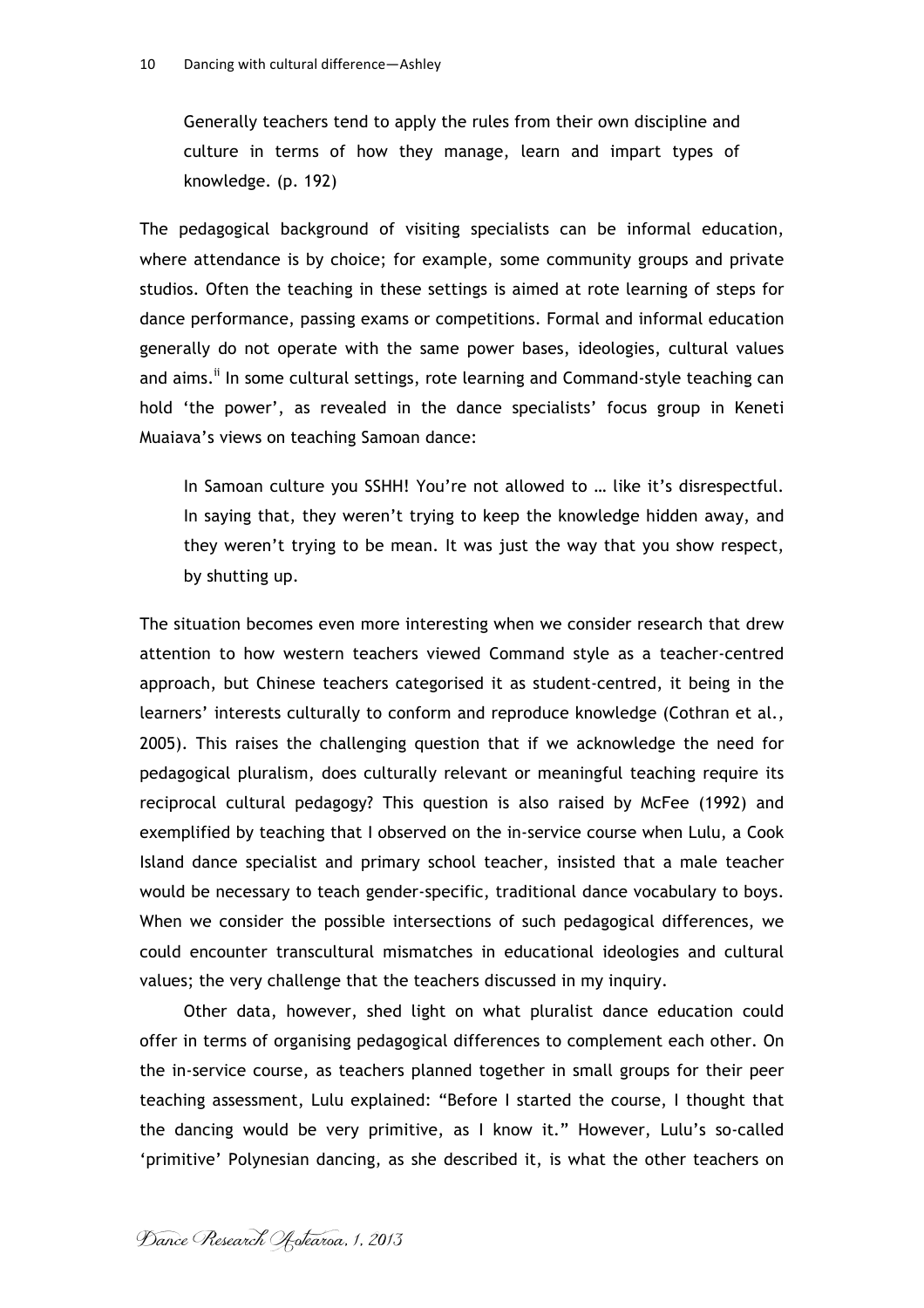> Generally teachers tend to apply the rules from their own discipline and culture in terms of how they manage, learn and impart types of knowledge. (p. 192)

The pedagogical background of visiting specialists can be informal education, where attendance is by choice; for example, some community groups and private studios. Often the teaching in these settings is aimed at rote learning of steps for dance performance, passing exams or competitions. Formal and informal education generally do not operate with the same power bases, ideologies, cultural values and aims.[ii] In some cultural settings, rote learning and Command-style teaching can hold 'the power', as revealed in the dance specialists' focus group in Keneti Muaiava's views on teaching Samoan dance:

> In Samoan culture you SSHH! You're not allowed to … like it's disrespectful. In saying that, they weren't trying to keep the knowledge hidden away, and they weren't trying to be mean. It was just the way that you show respect, by shutting up.

The situation becomes even more interesting when we consider research that drew attention to how western teachers viewed Command style as a teacher-centred approach, but Chinese teachers categorised it as student-centred, it being in the learners' interests culturally to conform and reproduce knowledge (Cothran et al., 2005). This raises the challenging question that if we acknowledge the need for pedagogical pluralism, does culturally relevant or meaningful teaching require its reciprocal cultural pedagogy? This question is also raised by McFee (1992) and exemplified by teaching that I observed on the in-service course when Lulu, a Cook Island dance specialist and primary school teacher, insisted that a male teacher would be necessary to teach gender-specific, traditional dance vocabulary to boys. When we consider the possible intersections of such pedagogical differences, we could encounter transcultural mismatches in educational ideologies and cultural values; the very challenge that the teachers discussed in my inquiry.

Other data, however, shed light on what pluralist dance education could offer in terms of organising pedagogical differences to complement each other. On the in-service course, as teachers planned together in small groups for their peer teaching assessment, Lulu explained: "Before I started the course, I thought that the dancing would be very primitive, as I know it." However, Lulu's so-called 'primitive' Polynesian dancing, as she described it, is what the other teachers on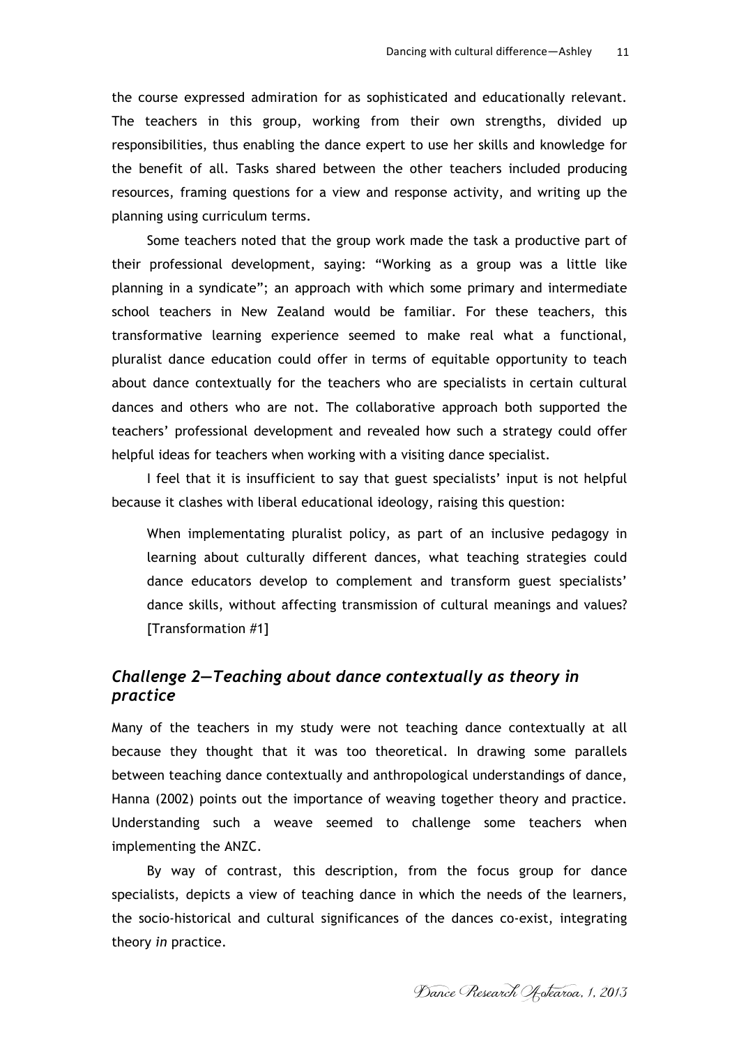the course expressed admiration for as sophisticated and educationally relevant. The teachers in this group, working from their own strengths, divided up responsibilities, thus enabling the dance expert to use her skills and knowledge for the benefit of all. Tasks shared between the other teachers included producing resources, framing questions for a view and response activity, and writing up the planning using curriculum terms.

Some teachers noted that the group work made the task a productive part of their professional development, saying: "Working as a group was a little like planning in a syndicate"; an approach with which some primary and intermediate school teachers in New Zealand would be familiar. For these teachers, this transformative learning experience seemed to make real what a functional, pluralist dance education could offer in terms of equitable opportunity to teach about dance contextually for the teachers who are specialists in certain cultural dances and others who are not. The collaborative approach both supported the teachers' professional development and revealed how such a strategy could offer helpful ideas for teachers when working with a visiting dance specialist.

I feel that it is insufficient to say that guest specialists' input is not helpful because it clashes with liberal educational ideology, raising this question:

> When implementating pluralist policy, as part of an inclusive pedagogy in learning about culturally different dances, what teaching strategies could dance educators develop to complement and transform guest specialists' dance skills, without affecting transmission of cultural meanings and values? [Transformation #1]

## *Challenge 2—Teaching about dance contextually as theory in practice*

Many of the teachers in my study were not teaching dance contextually at all because they thought that it was too theoretical. In drawing some parallels between teaching dance contextually and anthropological understandings of dance, Hanna (2002) points out the importance of weaving together theory and practice. Understanding such a weave seemed to challenge some teachers when implementing the ANZC.

By way of contrast, this description, from the focus group for dance specialists, depicts a view of teaching dance in which the needs of the learners, the socio-historical and cultural significances of the dances co-exist, integrating theory *in* practice.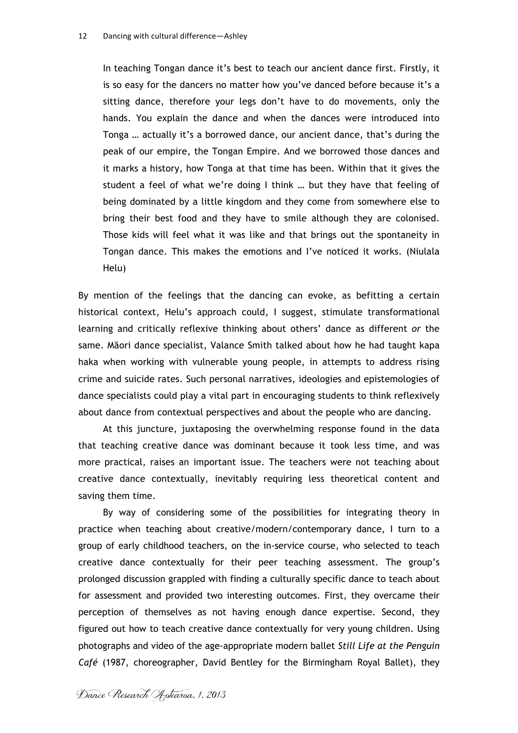> In teaching Tongan dance it's best to teach our ancient dance first. Firstly, it is so easy for the dancers no matter how you've danced before because it's a sitting dance, therefore your legs don't have to do movements, only the hands. You explain the dance and when the dances were introduced into Tonga … actually it's a borrowed dance, our ancient dance, that's during the peak of our empire, the Tongan Empire. And we borrowed those dances and it marks a history, how Tonga at that time has been. Within that it gives the student a feel of what we're doing I think … but they have that feeling of being dominated by a little kingdom and they come from somewhere else to bring their best food and they have to smile although they are colonised. Those kids will feel what it was like and that brings out the spontaneity in Tongan dance. This makes the emotions and I've noticed it works. (Niulala Helu)

By mention of the feelings that the dancing can evoke, as befitting a certain historical context, Helu's approach could, I suggest, stimulate transformational learning and critically reflexive thinking about others' dance as different *or* the same. Māori dance specialist, Valance Smith talked about how he had taught kapa haka when working with vulnerable young people, in attempts to address rising crime and suicide rates. Such personal narratives, ideologies and epistemologies of dance specialists could play a vital part in encouraging students to think reflexively about dance from contextual perspectives and about the people who are dancing.

At this juncture, juxtaposing the overwhelming response found in the data that teaching creative dance was dominant because it took less time, and was more practical, raises an important issue. The teachers were not teaching about creative dance contextually, inevitably requiring less theoretical content and saving them time.

By way of considering some of the possibilities for integrating theory in practice when teaching about creative/modern/contemporary dance, I turn to a group of early childhood teachers, on the in-service course, who selected to teach creative dance contextually for their peer teaching assessment. The group's prolonged discussion grappled with finding a culturally specific dance to teach about for assessment and provided two interesting outcomes. First, they overcame their perception of themselves as not having enough dance expertise. Second, they figured out how to teach creative dance contextually for very young children. Using photographs and video of the age-appropriate modern ballet *Still Life at the Penguin Café* (1987, choreographer, David Bentley for the Birmingham Royal Ballet), they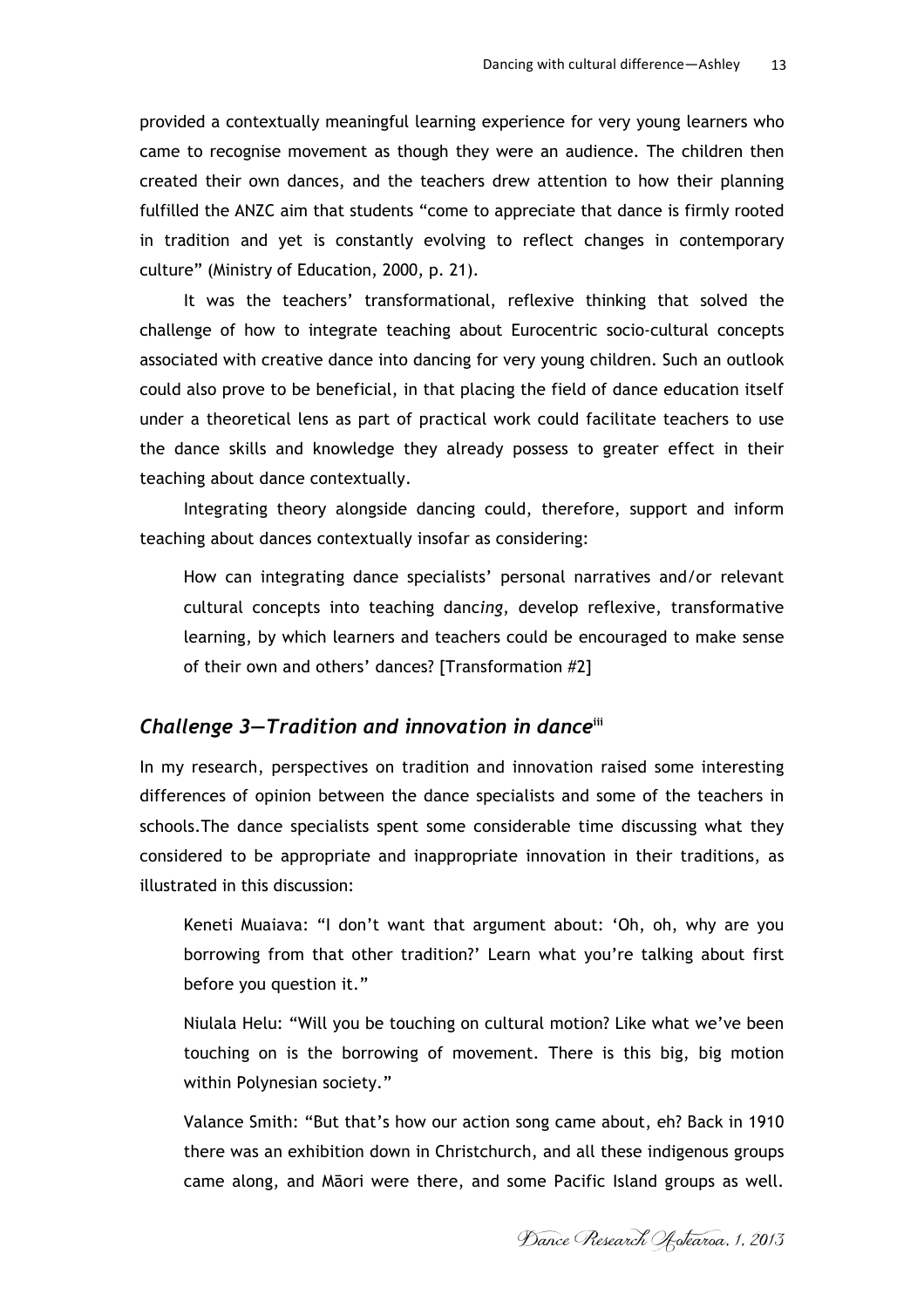provided a contextually meaningful learning experience for very young learners who came to recognise movement as though they were an audience. The children then created their own dances, and the teachers drew attention to how their planning fulfilled the ANZC aim that students "come to appreciate that dance is firmly rooted in tradition and yet is constantly evolving to reflect changes in contemporary culture" (Ministry of Education, 2000, p. 21).

It was the teachers' transformational, reflexive thinking that solved the challenge of how to integrate teaching about Eurocentric socio-cultural concepts associated with creative dance into dancing for very young children. Such an outlook could also prove to be beneficial, in that placing the field of dance education itself under a theoretical lens as part of practical work could facilitate teachers to use the dance skills and knowledge they already possess to greater effect in their teaching about dance contextually.

Integrating theory alongside dancing could, therefore, support and inform teaching about dances contextually insofar as considering:

> How can integrating dance specialists' personal narratives and/or relevant cultural concepts into teaching danc*ing*, develop reflexive, transformative learning, by which learners and teachers could be encouraged to make sense of their own and others' dances? [Transformation #2]

## *Challenge 3—Tradition and innovation in dance*[iii]

In my research, perspectives on tradition and innovation raised some interesting differences of opinion between the dance specialists and some of the teachers in schools.The dance specialists spent some considerable time discussing what they considered to be appropriate and inappropriate innovation in their traditions, as illustrated in this discussion:

> Keneti Muaiava: "I don't want that argument about: 'Oh, oh, why are you borrowing from that other tradition?' Learn what you're talking about first before you question it."
>
> Niulala Helu: "Will you be touching on cultural motion? Like what we've been touching on is the borrowing of movement. There is this big, big motion within Polynesian society."
>
> Valance Smith: "But that's how our action song came about, eh? Back in 1910 there was an exhibition down in Christchurch, and all these indigenous groups came along, and Māori were there, and some Pacific Island groups as well.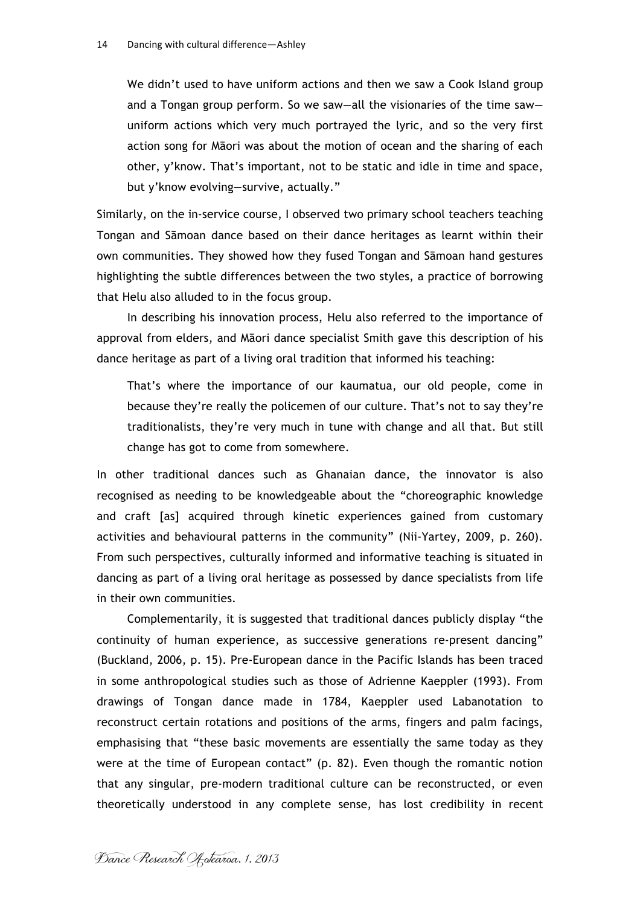> We didn't used to have uniform actions and then we saw a Cook Island group and a Tongan group perform. So we saw—all the visionaries of the time saw—uniform actions which very much portrayed the lyric, and so the very first action song for Māori was about the motion of ocean and the sharing of each other, y'know. That's important, not to be static and idle in time and space, but y'know evolving—survive, actually."

Similarly, on the in-service course, I observed two primary school teachers teaching Tongan and Sāmoan dance based on their dance heritages as learnt within their own communities. They showed how they fused Tongan and Sāmoan hand gestures highlighting the subtle differences between the two styles, a practice of borrowing that Helu also alluded to in the focus group.

In describing his innovation process, Helu also referred to the importance of approval from elders, and Māori dance specialist Smith gave this description of his dance heritage as part of a living oral tradition that informed his teaching:

> That's where the importance of our kaumatua, our old people, come in because they're really the policemen of our culture. That's not to say they're traditionalists, they're very much in tune with change and all that. But still change has got to come from somewhere.

In other traditional dances such as Ghanaian dance, the innovator is also recognised as needing to be knowledgeable about the "choreographic knowledge and craft [as] acquired through kinetic experiences gained from customary activities and behavioural patterns in the community" (Nii-Yartey, 2009, p. 260). From such perspectives, culturally informed and informative teaching is situated in dancing as part of a living oral heritage as possessed by dance specialists from life in their own communities.

Complementarily, it is suggested that traditional dances publicly display "the continuity of human experience, as successive generations re-present dancing" (Buckland, 2006, p. 15). Pre-European dance in the Pacific Islands has been traced in some anthropological studies such as those of Adrienne Kaeppler (1993). From drawings of Tongan dance made in 1784, Kaeppler used Labanotation to reconstruct certain rotations and positions of the arms, fingers and palm facings, emphasising that "these basic movements are essentially the same today as they were at the time of European contact" (p. 82). Even though the romantic notion that any singular, pre-modern traditional culture can be reconstructed, or even theoretically understood in any complete sense, has lost credibility in recent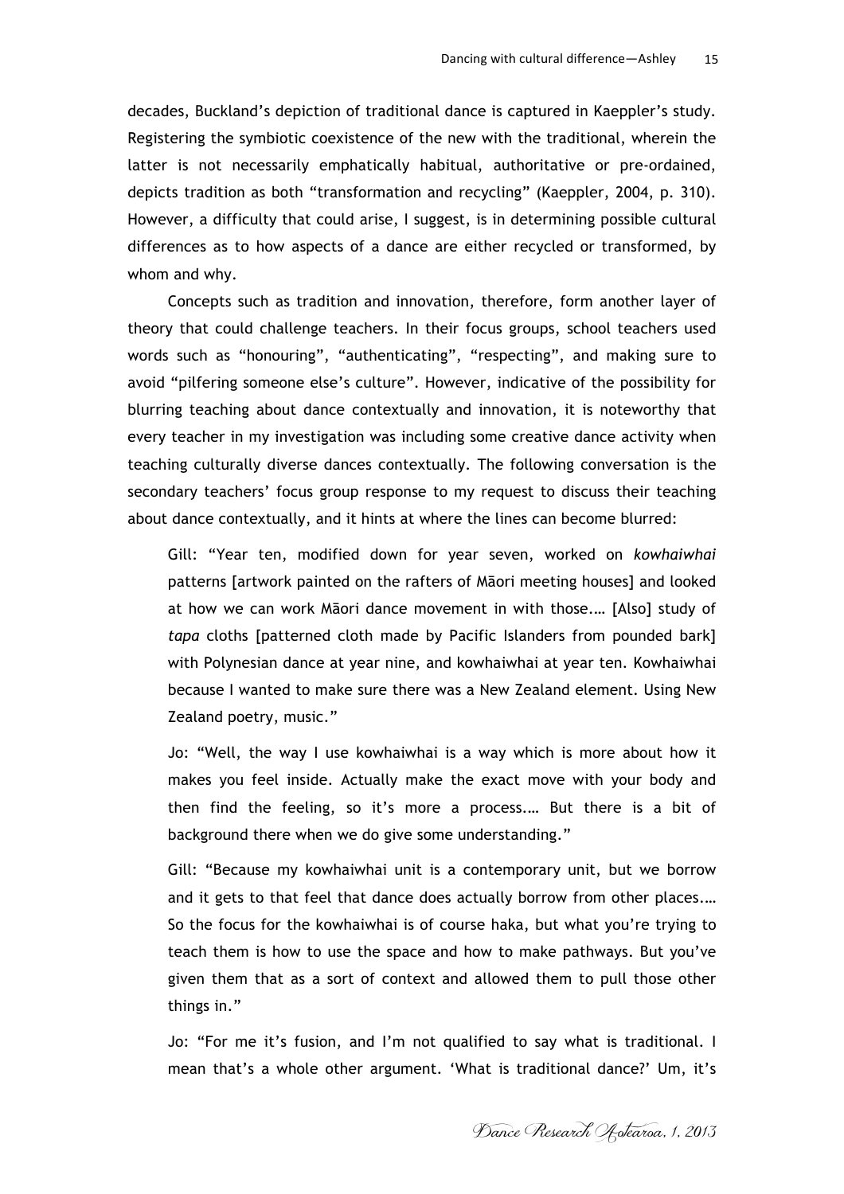decades, Buckland's depiction of traditional dance is captured in Kaeppler's study. Registering the symbiotic coexistence of the new with the traditional, wherein the latter is not necessarily emphatically habitual, authoritative or pre-ordained, depicts tradition as both "transformation and recycling" (Kaeppler, 2004, p. 310). However, a difficulty that could arise, I suggest, is in determining possible cultural differences as to how aspects of a dance are either recycled or transformed, by whom and why.

Concepts such as tradition and innovation, therefore, form another layer of theory that could challenge teachers. In their focus groups, school teachers used words such as "honouring", "authenticating", "respecting", and making sure to avoid "pilfering someone else's culture". However, indicative of the possibility for blurring teaching about dance contextually and innovation, it is noteworthy that every teacher in my investigation was including some creative dance activity when teaching culturally diverse dances contextually. The following conversation is the secondary teachers' focus group response to my request to discuss their teaching about dance contextually, and it hints at where the lines can become blurred:

> Gill: "Year ten, modified down for year seven, worked on *kowhaiwhai* patterns [artwork painted on the rafters of Māori meeting houses] and looked at how we can work Māori dance movement in with those.… [Also] study of *tapa* cloths [patterned cloth made by Pacific Islanders from pounded bark] with Polynesian dance at year nine, and kowhaiwhai at year ten. Kowhaiwhai because I wanted to make sure there was a New Zealand element. Using New Zealand poetry, music."
>
> Jo: "Well, the way I use kowhaiwhai is a way which is more about how it makes you feel inside. Actually make the exact move with your body and then find the feeling, so it's more a process.… But there is a bit of background there when we do give some understanding."
>
> Gill: "Because my kowhaiwhai unit is a contemporary unit, but we borrow and it gets to that feel that dance does actually borrow from other places.… So the focus for the kowhaiwhai is of course haka, but what you're trying to teach them is how to use the space and how to make pathways. But you've given them that as a sort of context and allowed them to pull those other things in."
>
> Jo: "For me it's fusion, and I'm not qualified to say what is traditional. I mean that's a whole other argument. 'What is traditional dance?' Um, it's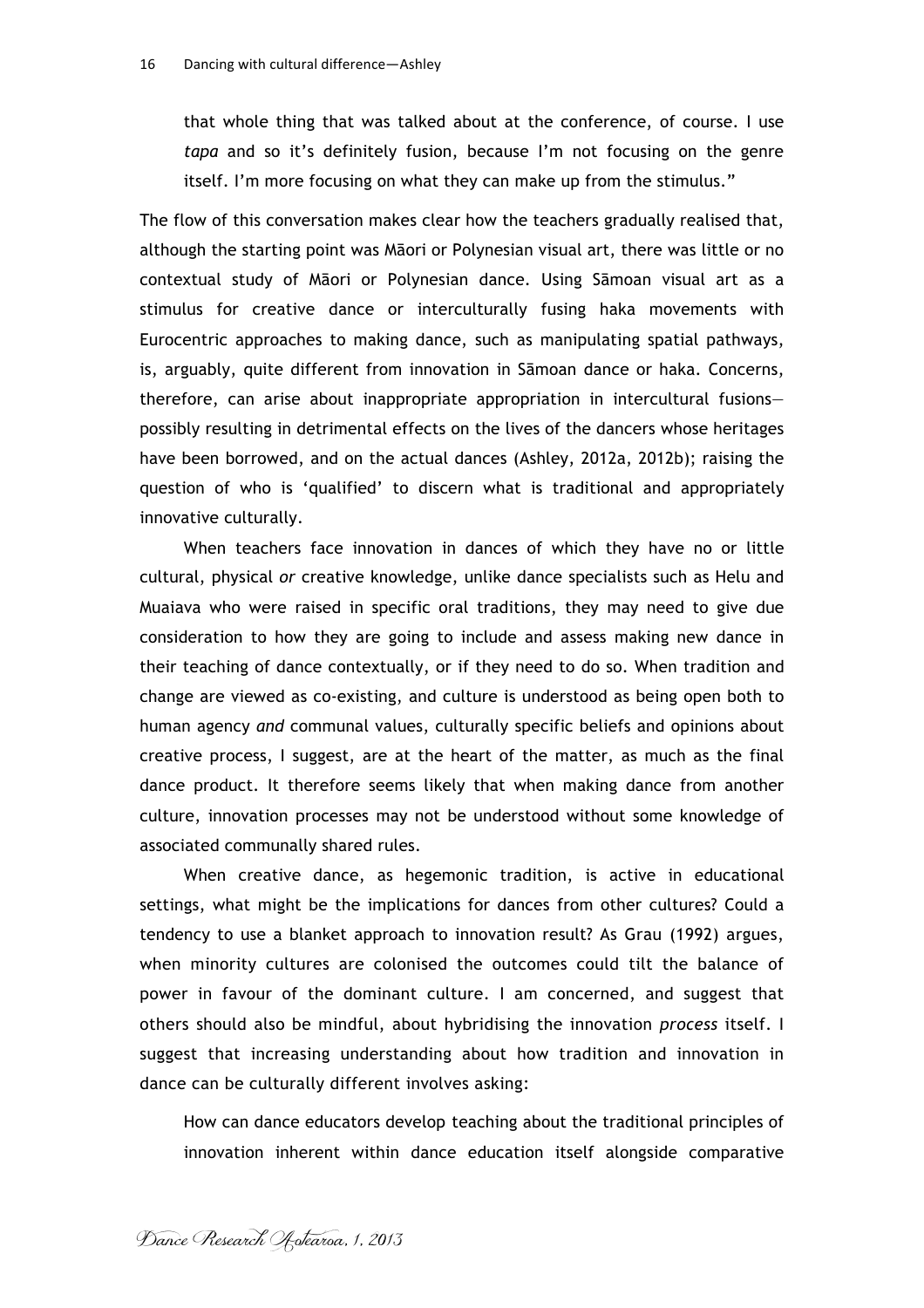that whole thing that was talked about at the conference, of course. I use *tapa* and so it's definitely fusion, because I'm not focusing on the genre itself. I'm more focusing on what they can make up from the stimulus."

The flow of this conversation makes clear how the teachers gradually realised that, although the starting point was Māori or Polynesian visual art, there was little or no contextual study of Māori or Polynesian dance. Using Sāmoan visual art as a stimulus for creative dance or interculturally fusing haka movements with Eurocentric approaches to making dance, such as manipulating spatial pathways, is, arguably, quite different from innovation in Sāmoan dance or haka. Concerns, therefore, can arise about inappropriate appropriation in intercultural fusions—possibly resulting in detrimental effects on the lives of the dancers whose heritages have been borrowed, and on the actual dances (Ashley, 2012a, 2012b); raising the question of who is 'qualified' to discern what is traditional and appropriately innovative culturally.

When teachers face innovation in dances of which they have no or little cultural, physical *or* creative knowledge, unlike dance specialists such as Helu and Muaiava who were raised in specific oral traditions, they may need to give due consideration to how they are going to include and assess making new dance in their teaching of dance contextually, or if they need to do so. When tradition and change are viewed as co-existing, and culture is understood as being open both to human agency *and* communal values, culturally specific beliefs and opinions about creative process, I suggest, are at the heart of the matter, as much as the final dance product. It therefore seems likely that when making dance from another culture, innovation processes may not be understood without some knowledge of associated communally shared rules.

When creative dance, as hegemonic tradition, is active in educational settings, what might be the implications for dances from other cultures? Could a tendency to use a blanket approach to innovation result? As Grau (1992) argues, when minority cultures are colonised the outcomes could tilt the balance of power in favour of the dominant culture. I am concerned, and suggest that others should also be mindful, about hybridising the innovation *process* itself. I suggest that increasing understanding about how tradition and innovation in dance can be culturally different involves asking:

How can dance educators develop teaching about the traditional principles of innovation inherent within dance education itself alongside comparative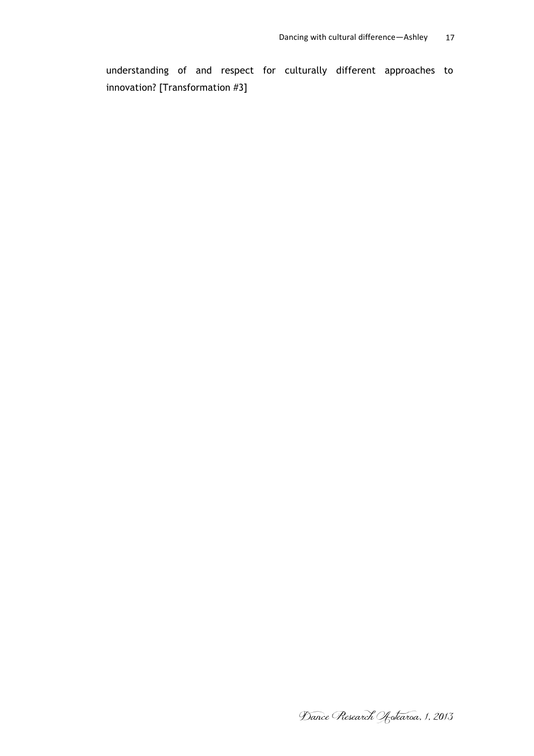understanding of and respect for culturally different approaches to innovation? [Transformation #3]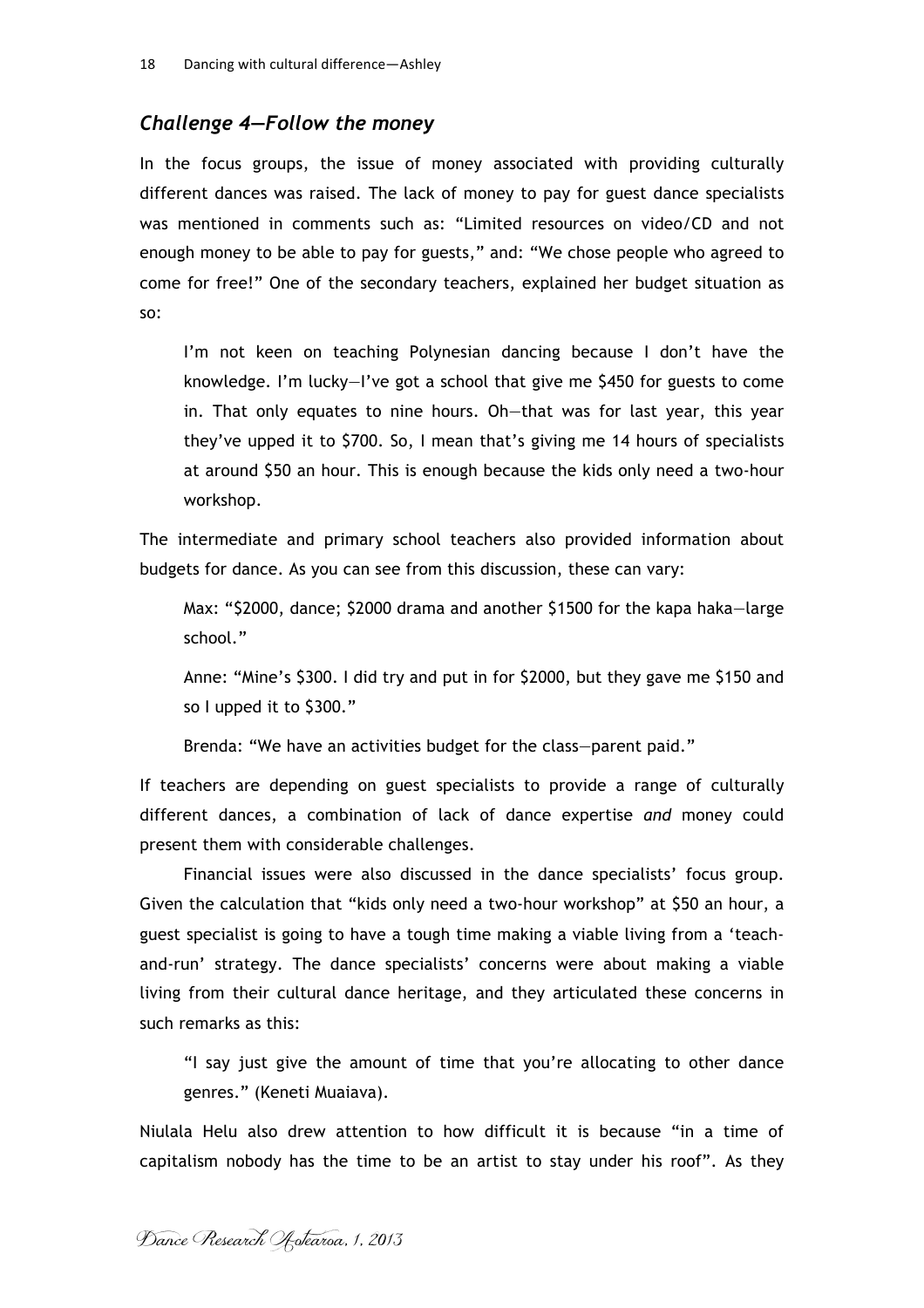### *Challenge 4—Follow the money*

In the focus groups, the issue of money associated with providing culturally different dances was raised. The lack of money to pay for guest dance specialists was mentioned in comments such as: "Limited resources on video/CD and not enough money to be able to pay for guests," and: "We chose people who agreed to come for free!" One of the secondary teachers, explained her budget situation as so:

> I'm not keen on teaching Polynesian dancing because I don't have the knowledge. I'm lucky—I've got a school that give me $450 for guests to come in. That only equates to nine hours. Oh—that was for last year, this year they've upped it to $700. So, I mean that's giving me 14 hours of specialists at around $50 an hour. This is enough because the kids only need a two-hour workshop.

The intermediate and primary school teachers also provided information about budgets for dance. As you can see from this discussion, these can vary:

> Max: "$2000, dance; $2000 drama and another $1500 for the kapa haka—large school."
>
> Anne: "Mine's $300. I did try and put in for $2000, but they gave me $150 and so I upped it to $300."
>
> Brenda: "We have an activities budget for the class—parent paid."

If teachers are depending on guest specialists to provide a range of culturally different dances, a combination of lack of dance expertise *and* money could present them with considerable challenges.

Financial issues were also discussed in the dance specialists' focus group. Given the calculation that "kids only need a two-hour workshop" at $50 an hour, a guest specialist is going to have a tough time making a viable living from a 'teach-and-run' strategy. The dance specialists' concerns were about making a viable living from their cultural dance heritage, and they articulated these concerns in such remarks as this:

> "I say just give the amount of time that you're allocating to other dance genres." (Keneti Muaiava).

Niulala Helu also drew attention to how difficult it is because "in a time of capitalism nobody has the time to be an artist to stay under his roof". As they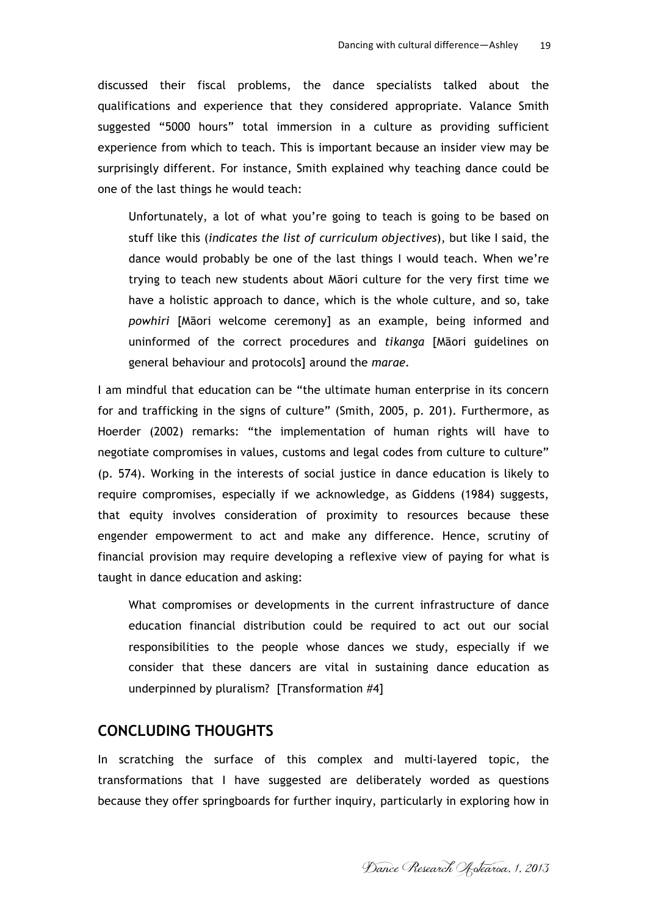discussed their fiscal problems, the dance specialists talked about the qualifications and experience that they considered appropriate. Valance Smith suggested "5000 hours" total immersion in a culture as providing sufficient experience from which to teach. This is important because an insider view may be surprisingly different. For instance, Smith explained why teaching dance could be one of the last things he would teach:

> Unfortunately, a lot of what you're going to teach is going to be based on stuff like this (*indicates the list of curriculum objectives*), but like I said, the dance would probably be one of the last things I would teach. When we're trying to teach new students about Māori culture for the very first time we have a holistic approach to dance, which is the whole culture, and so, take *powhiri* [Māori welcome ceremony] as an example, being informed and uninformed of the correct procedures and *tikanga* [Māori guidelines on general behaviour and protocols] around the *marae*.

I am mindful that education can be "the ultimate human enterprise in its concern for and trafficking in the signs of culture" (Smith, 2005, p. 201). Furthermore, as Hoerder (2002) remarks: "the implementation of human rights will have to negotiate compromises in values, customs and legal codes from culture to culture" (p. 574). Working in the interests of social justice in dance education is likely to require compromises, especially if we acknowledge, as Giddens (1984) suggests, that equity involves consideration of proximity to resources because these engender empowerment to act and make any difference. Hence, scrutiny of financial provision may require developing a reflexive view of paying for what is taught in dance education and asking:

> What compromises or developments in the current infrastructure of dance education financial distribution could be required to act out our social responsibilities to the people whose dances we study, especially if we consider that these dancers are vital in sustaining dance education as underpinned by pluralism? [Transformation #4]

## CONCLUDING THOUGHTS

In scratching the surface of this complex and multi-layered topic, the transformations that I have suggested are deliberately worded as questions because they offer springboards for further inquiry, particularly in exploring how in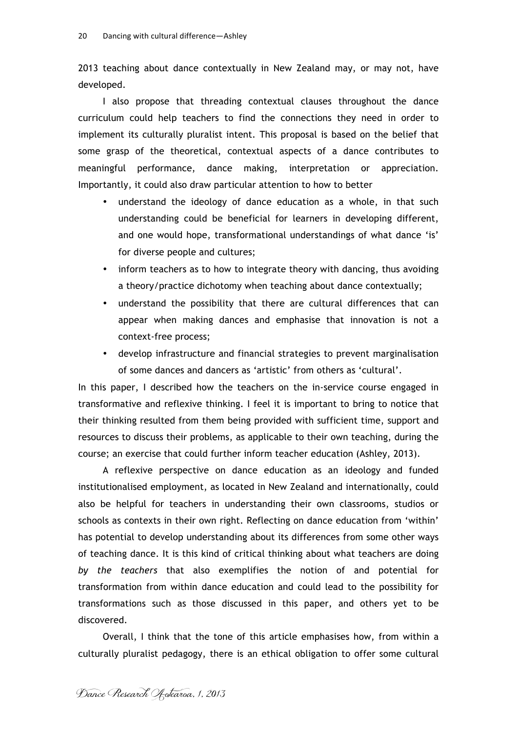2013 teaching about dance contextually in New Zealand may, or may not, have developed.

I also propose that threading contextual clauses throughout the dance curriculum could help teachers to find the connections they need in order to implement its culturally pluralist intent. This proposal is based on the belief that some grasp of the theoretical, contextual aspects of a dance contributes to meaningful performance, dance making, interpretation or appreciation. Importantly, it could also draw particular attention to how to better

- understand the ideology of dance education as a whole, in that such understanding could be beneficial for learners in developing different, and one would hope, transformational understandings of what dance 'is' for diverse people and cultures;
- inform teachers as to how to integrate theory with dancing, thus avoiding a theory/practice dichotomy when teaching about dance contextually;
- understand the possibility that there are cultural differences that can appear when making dances and emphasise that innovation is not a context-free process;
- develop infrastructure and financial strategies to prevent marginalisation of some dances and dancers as 'artistic' from others as 'cultural'.

In this paper, I described how the teachers on the in-service course engaged in transformative and reflexive thinking. I feel it is important to bring to notice that their thinking resulted from them being provided with sufficient time, support and resources to discuss their problems, as applicable to their own teaching, during the course; an exercise that could further inform teacher education (Ashley, 2013).

A reflexive perspective on dance education as an ideology and funded institutionalised employment, as located in New Zealand and internationally, could also be helpful for teachers in understanding their own classrooms, studios or schools as contexts in their own right. Reflecting on dance education from 'within' has potential to develop understanding about its differences from some other ways of teaching dance. It is this kind of critical thinking about what teachers are doing *by the teachers* that also exemplifies the notion of and potential for transformation from within dance education and could lead to the possibility for transformations such as those discussed in this paper, and others yet to be discovered.

Overall, I think that the tone of this article emphasises how, from within a culturally pluralist pedagogy, there is an ethical obligation to offer some cultural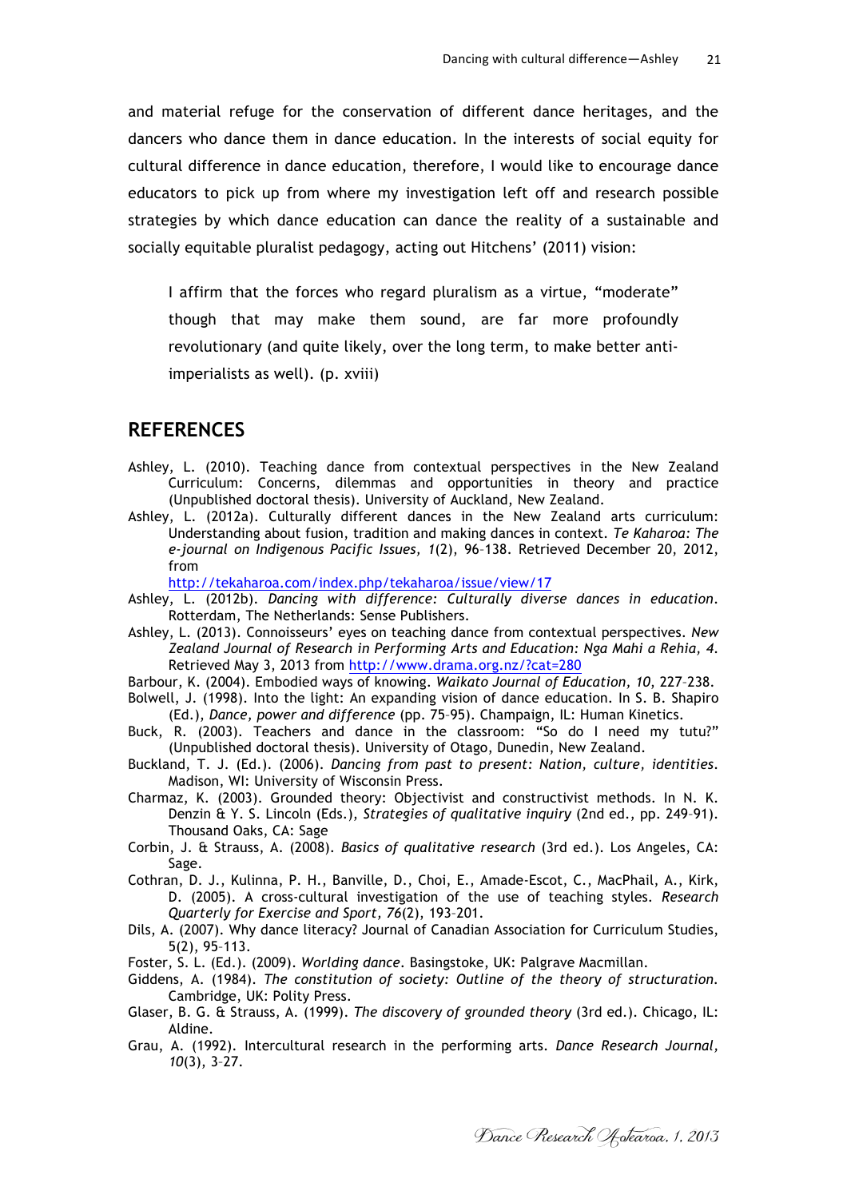and material refuge for the conservation of different dance heritages, and the dancers who dance them in dance education. In the interests of social equity for cultural difference in dance education, therefore, I would like to encourage dance educators to pick up from where my investigation left off and research possible strategies by which dance education can dance the reality of a sustainable and socially equitable pluralist pedagogy, acting out Hitchens' (2011) vision:

> I affirm that the forces who regard pluralism as a virtue, "moderate" though that may make them sound, are far more profoundly revolutionary (and quite likely, over the long term, to make better anti-imperialists as well). (p. xviii)

## REFERENCES

Ashley, L. (2010). Teaching dance from contextual perspectives in the New Zealand Curriculum: Concerns, dilemmas and opportunities in theory and practice (Unpublished doctoral thesis). University of Auckland, New Zealand.

Ashley, L. (2012a). Culturally different dances in the New Zealand arts curriculum: Understanding about fusion, tradition and making dances in context. *Te Kaharoa: The e-journal on Indigenous Pacific Issues, 1*(2), 96–138. Retrieved December 20, 2012, from http://tekaharoa.com/index.php/tekaharoa/issue/view/17

Ashley, L. (2012b). *Dancing with difference: Culturally diverse dances in education*. Rotterdam, The Netherlands: Sense Publishers.

Ashley, L. (2013). Connoisseurs' eyes on teaching dance from contextual perspectives. *New Zealand Journal of Research in Performing Arts and Education: Nga Mahi a Rehia, 4*. Retrieved May 3, 2013 from http://www.drama.org.nz/?cat=280

Barbour, K. (2004). Embodied ways of knowing. *Waikato Journal of Education, 10,* 227–238.

Bolwell, J. (1998). Into the light: An expanding vision of dance education. In S. B. Shapiro (Ed.), *Dance, power and difference* (pp. 75–95). Champaign, IL: Human Kinetics.

Buck, R. (2003). Teachers and dance in the classroom: "So do I need my tutu?" (Unpublished doctoral thesis). University of Otago, Dunedin, New Zealand.

Buckland, T. J. (Ed.). (2006). *Dancing from past to present: Nation, culture, identities*. Madison, WI: University of Wisconsin Press.

Charmaz, K. (2003). Grounded theory: Objectivist and constructivist methods. In N. K. Denzin & Y. S. Lincoln (Eds.), *Strategies of qualitative inquiry* (2nd ed., pp. 249–91). Thousand Oaks, CA: Sage

Corbin, J. & Strauss, A. (2008). *Basics of qualitative research* (3rd ed.). Los Angeles, CA: Sage.

Cothran, D. J., Kulinna, P. H., Banville, D., Choi, E., Amade-Escot, C., MacPhail, A., Kirk, D. (2005). A cross-cultural investigation of the use of teaching styles. *Research Quarterly for Exercise and Sport, 76*(2), 193–201.

Dils, A. (2007). Why dance literacy? Journal of Canadian Association for Curriculum Studies, 5(2), 95–113.

Foster, S. L. (Ed.). (2009). *Worlding dance*. Basingstoke, UK: Palgrave Macmillan.

Giddens, A. (1984). *The constitution of society: Outline of the theory of structuration*. Cambridge, UK: Polity Press.

Glaser, B. G. & Strauss, A. (1999). *The discovery of grounded theory* (3rd ed.). Chicago, IL: Aldine.

Grau, A. (1992). Intercultural research in the performing arts. *Dance Research Journal, 10*(3), 3–27.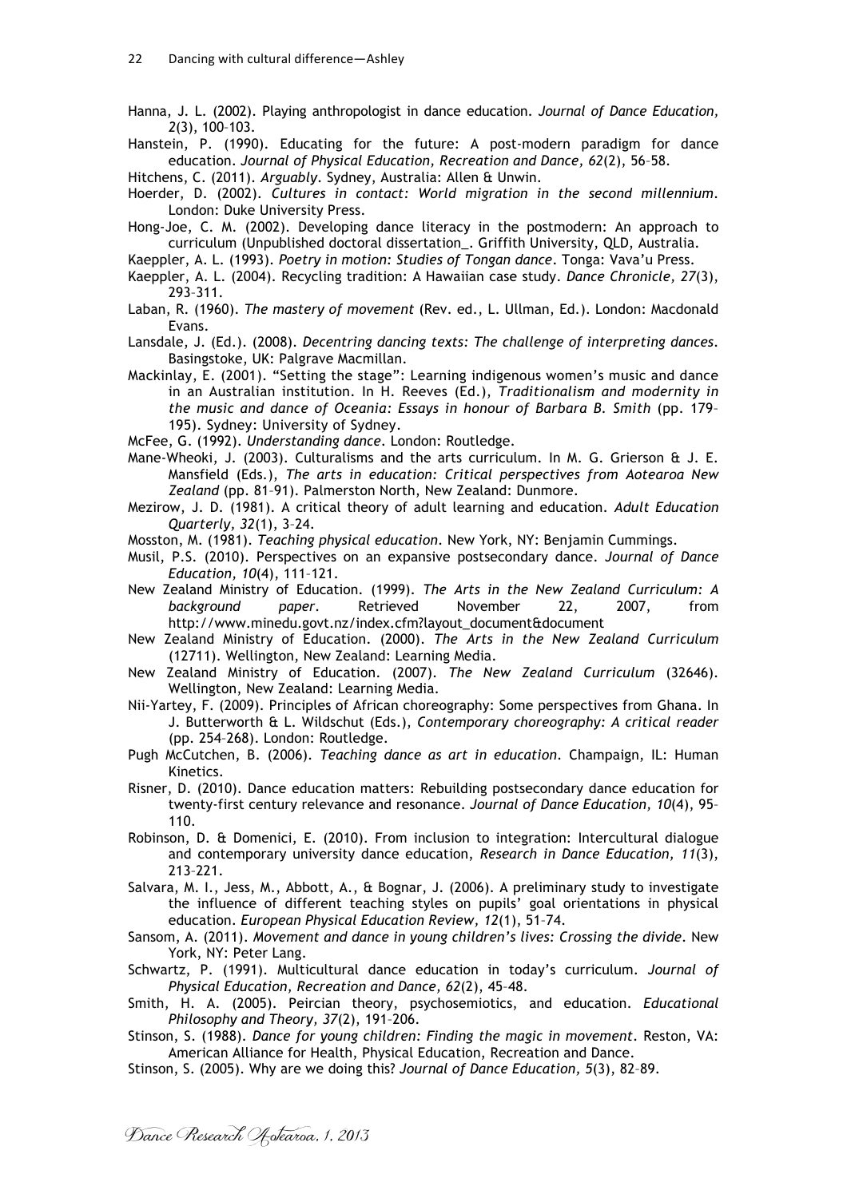Hanna, J. L. (2002). Playing anthropologist in dance education. *Journal of Dance Education, 2*(3), 100–103.

Hanstein, P. (1990). Educating for the future: A post-modern paradigm for dance education. *Journal of Physical Education, Recreation and Dance, 62*(2), 56–58.

Hitchens, C. (2011). *Arguably*. Sydney, Australia: Allen & Unwin.

Hoerder, D. (2002). *Cultures in contact: World migration in the second millennium*. London: Duke University Press.

Hong-Joe, C. M. (2002). Developing dance literacy in the postmodern: An approach to curriculum (Unpublished doctoral dissertation_. Griffith University, QLD, Australia.

Kaeppler, A. L. (1993). *Poetry in motion: Studies of Tongan dance*. Tonga: Vava'u Press.

Kaeppler, A. L. (2004). Recycling tradition: A Hawaiian case study. *Dance Chronicle, 27*(3), 293–311.

Laban, R. (1960). *The mastery of movement* (Rev. ed., L. Ullman, Ed.). London: Macdonald Evans.

Lansdale, J. (Ed.). (2008). *Decentring dancing texts: The challenge of interpreting dances*. Basingstoke, UK: Palgrave Macmillan.

Mackinlay, E. (2001). "Setting the stage": Learning indigenous women's music and dance in an Australian institution. In H. Reeves (Ed.), *Traditionalism and modernity in the music and dance of Oceania: Essays in honour of Barbara B. Smith* (pp. 179–195). Sydney: University of Sydney.

McFee, G. (1992). *Understanding dance*. London: Routledge.

Mane-Wheoki, J. (2003). Culturalisms and the arts curriculum. In M. G. Grierson & J. E. Mansfield (Eds.), *The arts in education: Critical perspectives from Aotearoa New Zealand* (pp. 81–91). Palmerston North, New Zealand: Dunmore.

Mezirow, J. D. (1981). A critical theory of adult learning and education. *Adult Education Quarterly, 32*(1), 3–24.

Mosston, M. (1981). *Teaching physical education*. New York, NY: Benjamin Cummings.

Musil, P.S. (2010). Perspectives on an expansive postsecondary dance. *Journal of Dance Education, 10*(4), 111–121.

New Zealand Ministry of Education. (1999). *The Arts in the New Zealand Curriculum: A background paper*. Retrieved November 22, 2007, from http://www.minedu.govt.nz/index.cfm?layout_document&document

New Zealand Ministry of Education. (2000). *The Arts in the New Zealand Curriculum* (12711). Wellington, New Zealand: Learning Media.

New Zealand Ministry of Education. (2007). *The New Zealand Curriculum* (32646). Wellington, New Zealand: Learning Media.

Nii-Yartey, F. (2009). Principles of African choreography: Some perspectives from Ghana. In J. Butterworth & L. Wildschut (Eds.), *Contemporary choreography: A critical reader* (pp. 254–268). London: Routledge.

Pugh McCutchen, B. (2006). *Teaching dance as art in education*. Champaign, IL: Human Kinetics.

Risner, D. (2010). Dance education matters: Rebuilding postsecondary dance education for twenty-first century relevance and resonance. *Journal of Dance Education, 10*(4), 95–110.

Robinson, D. & Domenici, E. (2010). From inclusion to integration: Intercultural dialogue and contemporary university dance education, *Research in Dance Education, 11*(3), 213–221.

Salvara, M. I., Jess, M., Abbott, A., & Bognar, J. (2006). A preliminary study to investigate the influence of different teaching styles on pupils' goal orientations in physical education. *European Physical Education Review, 12*(1), 51–74.

Sansom, A. (2011). *Movement and dance in young children's lives: Crossing the divide*. New York, NY: Peter Lang.

Schwartz, P. (1991). Multicultural dance education in today's curriculum. *Journal of Physical Education, Recreation and Dance, 62*(2), 45–48.

Smith, H. A. (2005). Peircian theory, psychosemiotics, and education. *Educational Philosophy and Theory, 37*(2), 191–206.

Stinson, S. (1988). *Dance for young children: Finding the magic in movement*. Reston, VA: American Alliance for Health, Physical Education, Recreation and Dance.

Stinson, S. (2005). Why are we doing this? *Journal of Dance Education, 5*(3), 82–89.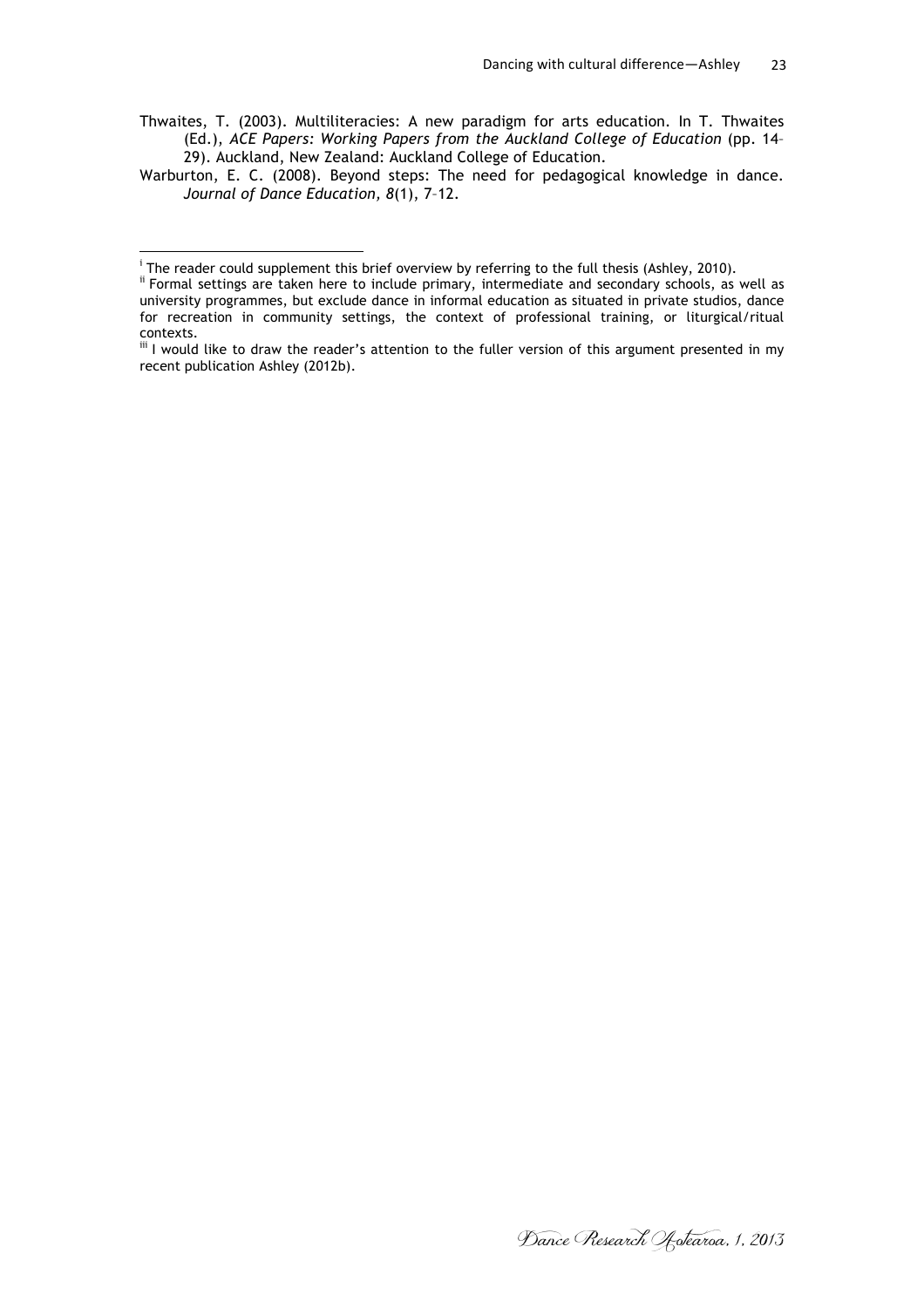Thwaites, T. (2003). Multiliteracies: A new paradigm for arts education. In T. Thwaites (Ed.), *ACE Papers: Working Papers from the Auckland College of Education* (pp. 14–29). Auckland, New Zealand: Auckland College of Education.

Warburton, E. C. (2008). Beyond steps: The need for pedagogical knowledge in dance. *Journal of Dance Education, 8*(1), 7–12.

---

[i] The reader could supplement this brief overview by referring to the full thesis (Ashley, 2010).

[ii] Formal settings are taken here to include primary, intermediate and secondary schools, as well as university programmes, but exclude dance in informal education as situated in private studios, dance for recreation in community settings, the context of professional training, or liturgical/ritual contexts.

[iii] I would like to draw the reader's attention to the fuller version of this argument presented in my recent publication Ashley (2012b).